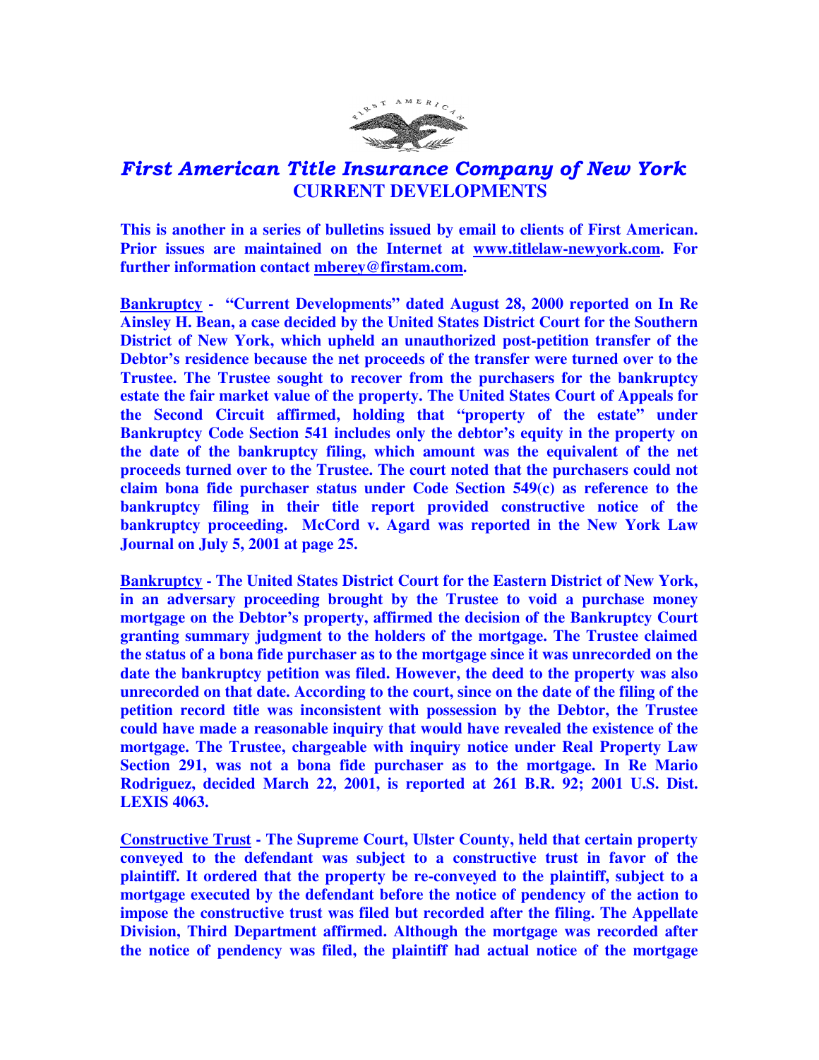# *First American Title Insurance Company of New York*

## CURRENT DEVELOPMENTS

**This is another in a series of bulletins issued by email to clients of First American. Prior issues are maintained on the Internet at www.titlelaw-newyork.com. For further information contact mberey@firstam.com.**

**<u>Bankruptcy</u> - "Current Developments" dated August 28, 2000 reported on In Re Ainsley H. Bean, a case decided by the United States District Court for the Southern District of New York, which upheld an unauthorized post-petition transfer of the Debtor's residence because the net proceeds of the transfer were turned over to the Trustee. The Trustee sought to recover from the purchasers for the bankruptcy estate the fair market value of the property. The United States Court of Appeals for the Second Circuit affirmed, holding that "property of the estate" under Bankruptcy Code Section 541 includes only the debtor's equity in the property on the date of the bankruptcy filing, which amount was the equivalent of the net proceeds turned over to the Trustee. The court noted that the purchasers could not claim bona fide purchaser status under Code Section 549(c) as reference to the bankruptcy filing in their title report provided constructive notice of the bankruptcy proceeding. McCord v. Agard was reported in the New York Law Journal on July 5, 2001 at page 25.**

**<u>Bankruptcy</u> - The United States District Court for the Eastern District of New York, in an adversary proceeding brought by the Trustee to void a purchase money mortgage on the Debtor's property, affirmed the decision of the Bankruptcy Court granting summary judgment to the holders of the mortgage. The Trustee claimed the status of a bona fide purchaser as to the mortgage since it was unrecorded on the date the bankruptcy petition was filed. However, the deed to the property was also unrecorded on that date. According to the court, since on the date of the filing of the petition record title was inconsistent with possession by the Debtor, the Trustee could have made a reasonable inquiry that would have revealed the existence of the mortgage. The Trustee, chargeable with inquiry notice under Real Property Law Section 291, was not a bona fide purchaser as to the mortgage. In Re Mario Rodriguez, decided March 22, 2001, is reported at 261 B.R. 92; 2001 U.S. Dist. LEXIS 4063.**

**<u>Constructive Trust</u> - The Supreme Court, Ulster County, held that certain property conveyed to the defendant was subject to a constructive trust in favor of the plaintiff. It ordered that the property be re-conveyed to the plaintiff, subject to a mortgage executed by the defendant before the notice of pendency of the action to impose the constructive trust was filed but recorded after the filing. The Appellate Division, Third Department affirmed. Although the mortgage was recorded after the notice of pendency was filed, the plaintiff had actual notice of the mortgage**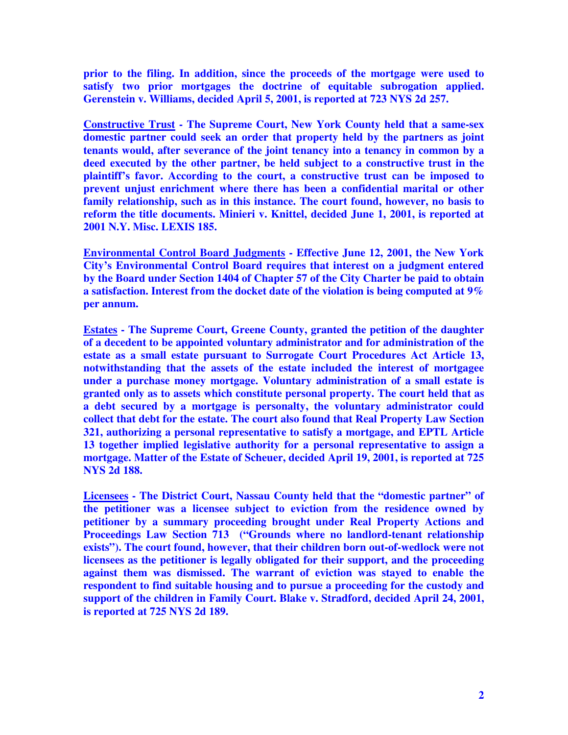**prior to the filing. In addition, since the proceeds of the mortgage were used to satisfy two prior mortgages the doctrine of equitable subrogation applied. Gerenstein v. Williams, decided April 5, 2001, is reported at 723 NYS 2d 257.**

**<u>Constructive Trust</u> - The Supreme Court, New York County held that a same-sex domestic partner could seek an order that property held by the partners as joint tenants would, after severance of the joint tenancy into a tenancy in common by a deed executed by the other partner, be held subject to a constructive trust in the plaintiff's favor. According to the court, a constructive trust can be imposed to prevent unjust enrichment where there has been a confidential marital or other family relationship, such as in this instance. The court found, however, no basis to reform the title documents. Minieri v. Knittel, decided June 1, 2001, is reported at 2001 N.Y. Misc. LEXIS 185.**

**<u>Environmental Control Board Judgments</u> - Effective June 12, 2001, the New York City's Environmental Control Board requires that interest on a judgment entered by the Board under Section 1404 of Chapter 57 of the City Charter be paid to obtain a satisfaction. Interest from the docket date of the violation is being computed at 9% per annum.**

**<u>Estates</u> - The Supreme Court, Greene County, granted the petition of the daughter of a decedent to be appointed voluntary administrator and for administration of the estate as a small estate pursuant to Surrogate Court Procedures Act Article 13, notwithstanding that the assets of the estate included the interest of mortgagee under a purchase money mortgage. Voluntary administration of a small estate is granted only as to assets which constitute personal property. The court held that as a debt secured by a mortgage is personalty, the voluntary administrator could collect that debt for the estate. The court also found that Real Property Law Section 321, authorizing a personal representative to satisfy a mortgage, and EPTL Article 13 together implied legislative authority for a personal representative to assign a mortgage. Matter of the Estate of Scheuer, decided April 19, 2001, is reported at 725 NYS 2d 188.**

**<u>Licensees</u> - The District Court, Nassau County held that the "domestic partner" of the petitioner was a licensee subject to eviction from the residence owned by petitioner by a summary proceeding brought under Real Property Actions and Proceedings Law Section 713 ("Grounds where no landlord-tenant relationship exists"). The court found, however, that their children born out-of-wedlock were not licensees as the petitioner is legally obligated for their support, and the proceeding against them was dismissed. The warrant of eviction was stayed to enable the respondent to find suitable housing and to pursue a proceeding for the custody and support of the children in Family Court. Blake v. Stradford, decided April 24, 2001, is reported at 725 NYS 2d 189.**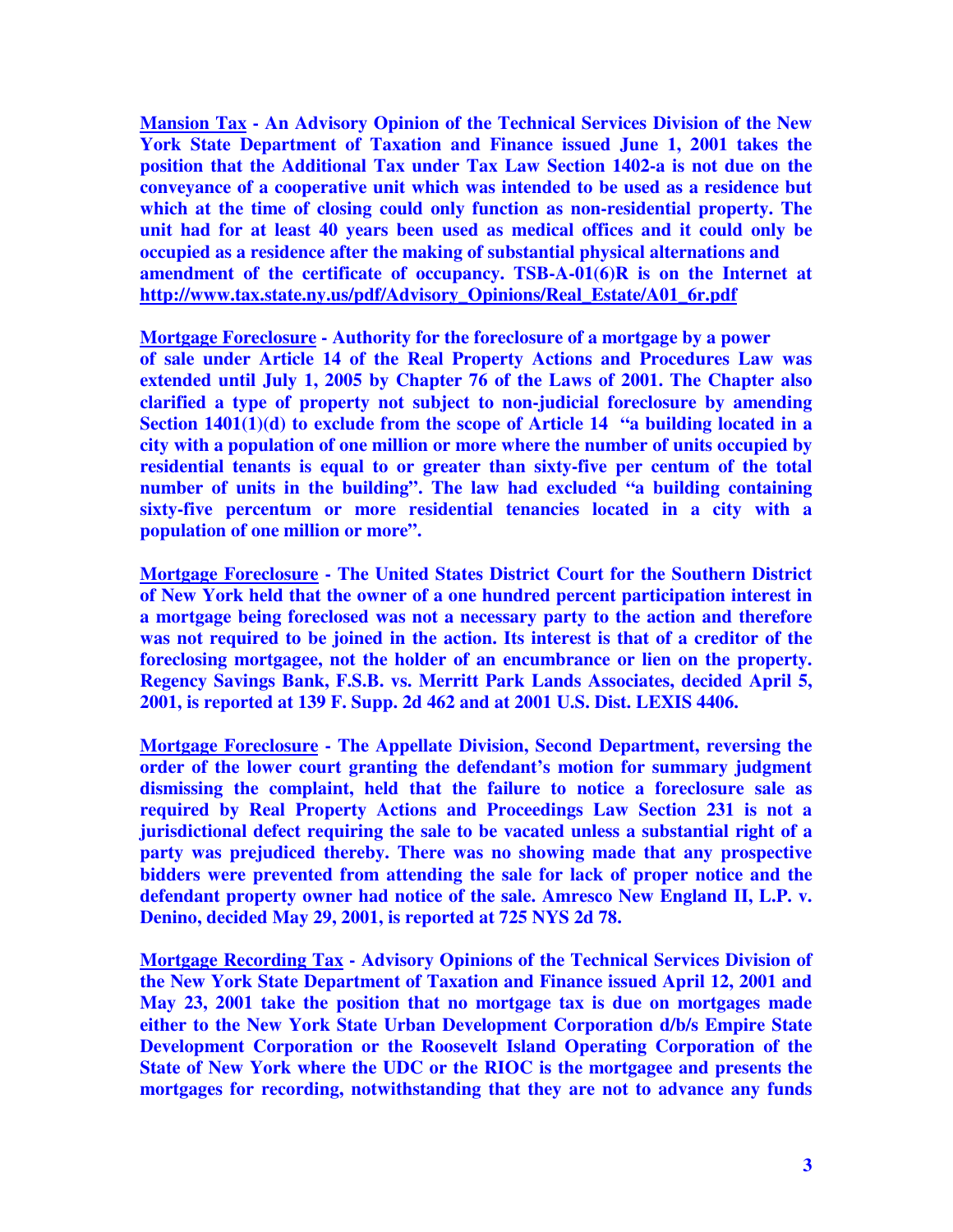**Mansion Tax - An Advisory Opinion of the Technical Services Division of the New York State Department of Taxation and Finance issued June 1, 2001 takes the position that the Additional Tax under Tax Law Section 1402-a is not due on the conveyance of a cooperative unit which was intended to be used as a residence but which at the time of closing could only function as non-residential property. The unit had for at least 40 years been used as medical offices and it could only be occupied as a residence after the making of substantial physical alternations and amendment of the certificate of occupancy. TSB-A-01(6)R is on the Internet at http://www.tax.state.ny.us/pdf/Advisory_Opinions/Real_Estate/A01_6r.pdf**

**Mortgage Foreclosure - Authority for the foreclosure of a mortgage by a power of sale under Article 14 of the Real Property Actions and Procedures Law was extended until July 1, 2005 by Chapter 76 of the Laws of 2001. The Chapter also clarified a type of property not subject to non-judicial foreclosure by amending Section 1401(1)(d) to exclude from the scope of Article 14 "a building located in a city with a population of one million or more where the number of units occupied by residential tenants is equal to or greater than sixty-five per centum of the total number of units in the building". The law had excluded "a building containing sixty-five percentum or more residential tenancies located in a city with a population of one million or more".**

**Mortgage Foreclosure - The United States District Court for the Southern District of New York held that the owner of a one hundred percent participation interest in a mortgage being foreclosed was not a necessary party to the action and therefore was not required to be joined in the action. Its interest is that of a creditor of the foreclosing mortgagee, not the holder of an encumbrance or lien on the property. Regency Savings Bank, F.S.B. vs. Merritt Park Lands Associates, decided April 5, 2001, is reported at 139 F. Supp. 2d 462 and at 2001 U.S. Dist. LEXIS 4406.**

**Mortgage Foreclosure - The Appellate Division, Second Department, reversing the order of the lower court granting the defendant's motion for summary judgment dismissing the complaint, held that the failure to notice a foreclosure sale as required by Real Property Actions and Proceedings Law Section 231 is not a jurisdictional defect requiring the sale to be vacated unless a substantial right of a party was prejudiced thereby. There was no showing made that any prospective bidders were prevented from attending the sale for lack of proper notice and the defendant property owner had notice of the sale. Amresco New England II, L.P. v. Denino, decided May 29, 2001, is reported at 725 NYS 2d 78.**

**Mortgage Recording Tax - Advisory Opinions of the Technical Services Division of the New York State Department of Taxation and Finance issued April 12, 2001 and May 23, 2001 take the position that no mortgage tax is due on mortgages made either to the New York State Urban Development Corporation d/b/s Empire State Development Corporation or the Roosevelt Island Operating Corporation of the State of New York where the UDC or the RIOC is the mortgagee and presents the mortgages for recording, notwithstanding that they are not to advance any funds**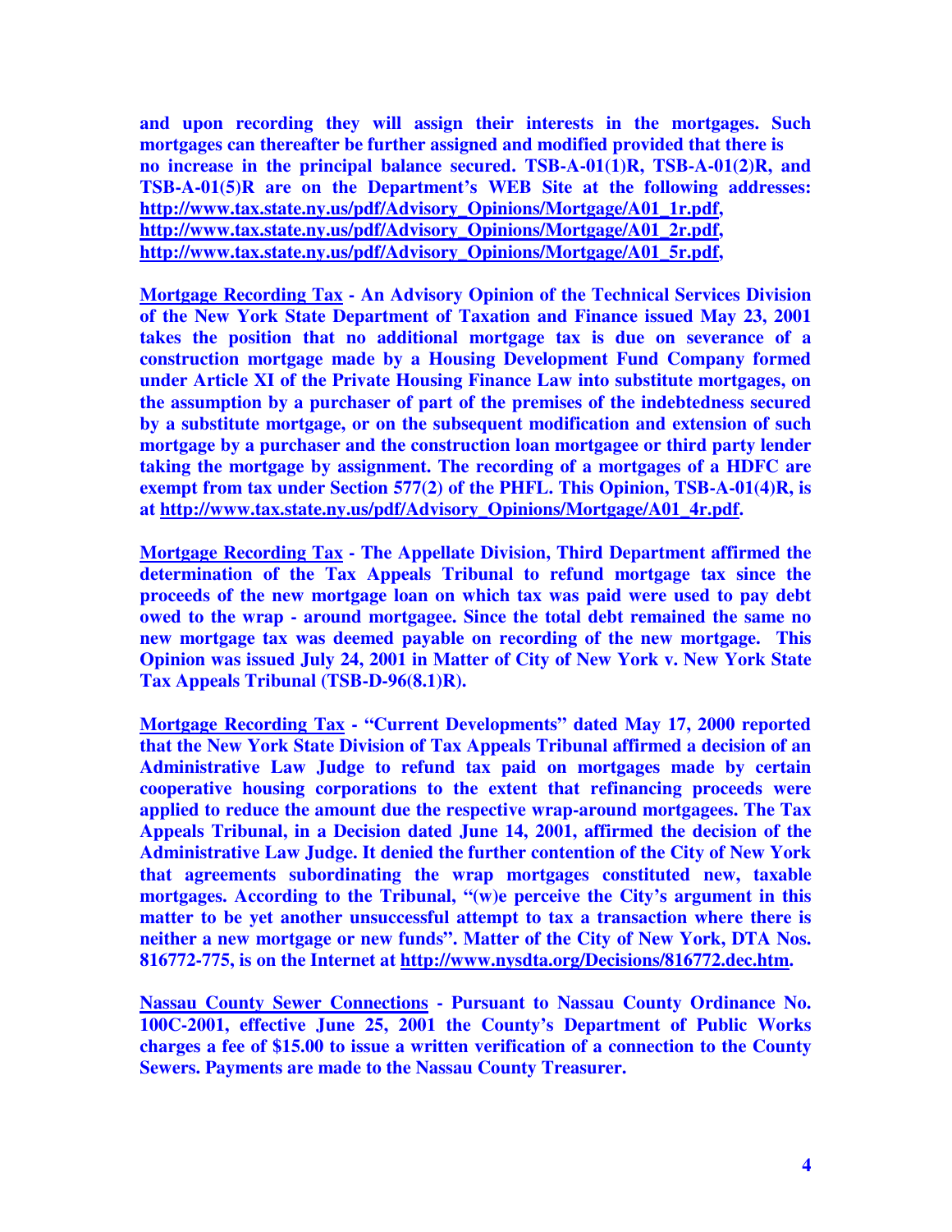**and upon recording they will assign their interests in the mortgages. Such mortgages can thereafter be further assigned and modified provided that there is no increase in the principal balance secured. TSB-A-01(1)R, TSB-A-01(2)R, and TSB-A-01(5)R are on the Department's WEB Site at the following addresses: http://www.tax.state.ny.us/pdf/Advisory_Opinions/Mortgage/A01_1r.pdf, http://www.tax.state.ny.us/pdf/Advisory_Opinions/Mortgage/A01_2r.pdf, http://www.tax.state.ny.us/pdf/Advisory_Opinions/Mortgage/A01_5r.pdf,**

**Mortgage Recording Tax - An Advisory Opinion of the Technical Services Division of the New York State Department of Taxation and Finance issued May 23, 2001 takes the position that no additional mortgage tax is due on severance of a construction mortgage made by a Housing Development Fund Company formed under Article XI of the Private Housing Finance Law into substitute mortgages, on the assumption by a purchaser of part of the premises of the indebtedness secured by a substitute mortgage, or on the subsequent modification and extension of such mortgage by a purchaser and the construction loan mortgagee or third party lender taking the mortgage by assignment. The recording of a mortgages of a HDFC are exempt from tax under Section 577(2) of the PHFL. This Opinion, TSB-A-01(4)R, is at http://www.tax.state.ny.us/pdf/Advisory_Opinions/Mortgage/A01_4r.pdf.**

**Mortgage Recording Tax - The Appellate Division, Third Department affirmed the determination of the Tax Appeals Tribunal to refund mortgage tax since the proceeds of the new mortgage loan on which tax was paid were used to pay debt owed to the wrap - around mortgagee. Since the total debt remained the same no new mortgage tax was deemed payable on recording of the new mortgage. This Opinion was issued July 24, 2001 in Matter of City of New York v. New York State Tax Appeals Tribunal (TSB-D-96(8.1)R).**

**Mortgage Recording Tax - "Current Developments" dated May 17, 2000 reported that the New York State Division of Tax Appeals Tribunal affirmed a decision of an Administrative Law Judge to refund tax paid on mortgages made by certain cooperative housing corporations to the extent that refinancing proceeds were applied to reduce the amount due the respective wrap-around mortgagees. The Tax Appeals Tribunal, in a Decision dated June 14, 2001, affirmed the decision of the Administrative Law Judge. It denied the further contention of the City of New York that agreements subordinating the wrap mortgages constituted new, taxable mortgages. According to the Tribunal, "(w)e perceive the City's argument in this matter to be yet another unsuccessful attempt to tax a transaction where there is neither a new mortgage or new funds". Matter of the City of New York, DTA Nos. 816772-775, is on the Internet at http://www.nysdta.org/Decisions/816772.dec.htm.**

**Nassau County Sewer Connections - Pursuant to Nassau County Ordinance No. 100C-2001, effective June 25, 2001 the County's Department of Public Works charges a fee of $15.00 to issue a written verification of a connection to the County Sewers. Payments are made to the Nassau County Treasurer.**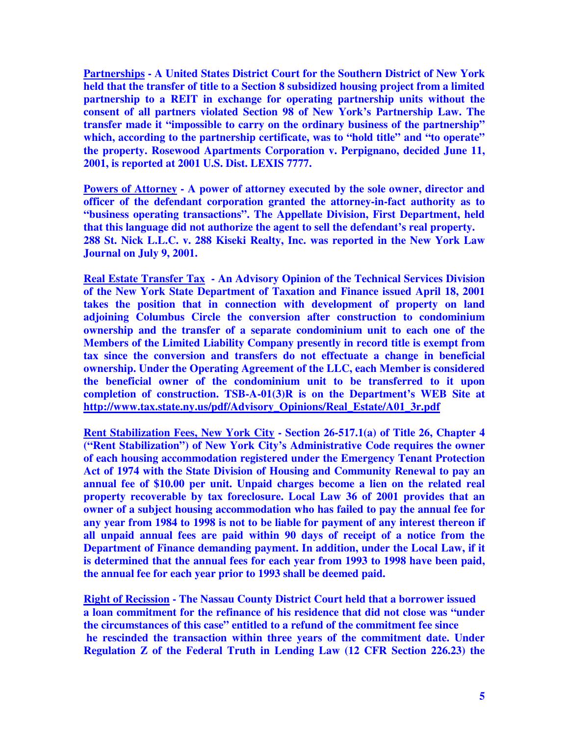**Partnerships - A United States District Court for the Southern District of New York held that the transfer of title to a Section 8 subsidized housing project from a limited partnership to a REIT in exchange for operating partnership units without the consent of all partners violated Section 98 of New York's Partnership Law. The transfer made it "impossible to carry on the ordinary business of the partnership" which, according to the partnership certificate, was to "hold title" and "to operate" the property. Rosewood Apartments Corporation v. Perpignano, decided June 11, 2001, is reported at 2001 U.S. Dist. LEXIS 7777.**

**Powers of Attorney - A power of attorney executed by the sole owner, director and officer of the defendant corporation granted the attorney-in-fact authority as to "business operating transactions". The Appellate Division, First Department, held that this language did not authorize the agent to sell the defendant's real property. 288 St. Nick L.L.C. v. 288 Kiseki Realty, Inc. was reported in the New York Law Journal on July 9, 2001.**

**Real Estate Transfer Tax - An Advisory Opinion of the Technical Services Division of the New York State Department of Taxation and Finance issued April 18, 2001 takes the position that in connection with development of property on land adjoining Columbus Circle the conversion after construction to condominium ownership and the transfer of a separate condominium unit to each one of the Members of the Limited Liability Company presently in record title is exempt from tax since the conversion and transfers do not effectuate a change in beneficial ownership. Under the Operating Agreement of the LLC, each Member is considered the beneficial owner of the condominium unit to be transferred to it upon completion of construction. TSB-A-01(3)R is on the Department's WEB Site at http://www.tax.state.ny.us/pdf/Advisory_Opinions/Real_Estate/A01_3r.pdf**

**Rent Stabilization Fees, New York City - Section 26-517.1(a) of Title 26, Chapter 4 ("Rent Stabilization") of New York City's Administrative Code requires the owner of each housing accommodation registered under the Emergency Tenant Protection Act of 1974 with the State Division of Housing and Community Renewal to pay an annual fee of $10.00 per unit. Unpaid charges become a lien on the related real property recoverable by tax foreclosure. Local Law 36 of 2001 provides that an owner of a subject housing accommodation who has failed to pay the annual fee for any year from 1984 to 1998 is not to be liable for payment of any interest thereon if all unpaid annual fees are paid within 90 days of receipt of a notice from the Department of Finance demanding payment. In addition, under the Local Law, if it is determined that the annual fees for each year from 1993 to 1998 have been paid, the annual fee for each year prior to 1993 shall be deemed paid.**

**Right of Recission - The Nassau County District Court held that a borrower issued a loan commitment for the refinance of his residence that did not close was "under the circumstances of this case" entitled to a refund of the commitment fee since he rescinded the transaction within three years of the commitment date. Under Regulation Z of the Federal Truth in Lending Law (12 CFR Section 226.23) the**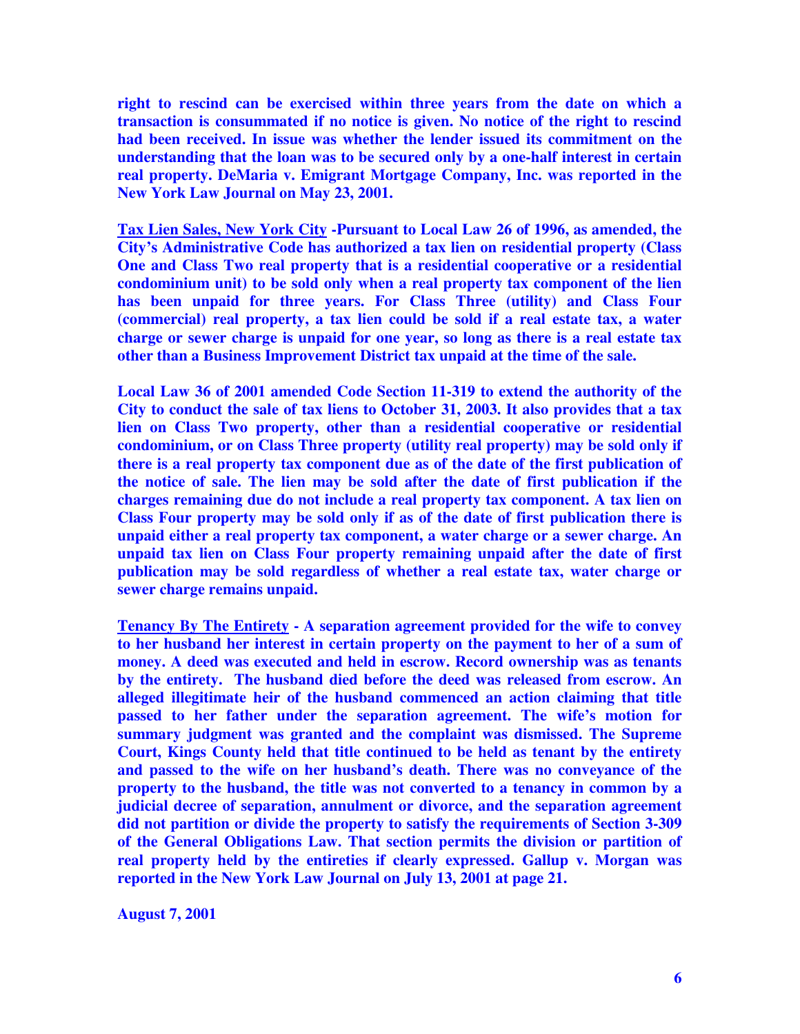**right to rescind can be exercised within three years from the date on which a transaction is consummated if no notice is given. No notice of the right to rescind had been received. In issue was whether the lender issued its commitment on the understanding that the loan was to be secured only by a one-half interest in certain real property. DeMaria v. Emigrant Mortgage Company, Inc. was reported in the New York Law Journal on May 23, 2001.**

**<u>Tax Lien Sales, New York City</u> -Pursuant to Local Law 26 of 1996, as amended, the City's Administrative Code has authorized a tax lien on residential property (Class One and Class Two real property that is a residential cooperative or a residential condominium unit) to be sold only when a real property tax component of the lien has been unpaid for three years. For Class Three (utility) and Class Four (commercial) real property, a tax lien could be sold if a real estate tax, a water charge or sewer charge is unpaid for one year, so long as there is a real estate tax other than a Business Improvement District tax unpaid at the time of the sale.**

**Local Law 36 of 2001 amended Code Section 11-319 to extend the authority of the City to conduct the sale of tax liens to October 31, 2003. It also provides that a tax lien on Class Two property, other than a residential cooperative or residential condominium, or on Class Three property (utility real property) may be sold only if there is a real property tax component due as of the date of the first publication of the notice of sale. The lien may be sold after the date of first publication if the charges remaining due do not include a real property tax component. A tax lien on Class Four property may be sold only if as of the date of first publication there is unpaid either a real property tax component, a water charge or a sewer charge. An unpaid tax lien on Class Four property remaining unpaid after the date of first publication may be sold regardless of whether a real estate tax, water charge or sewer charge remains unpaid.**

**<u>Tenancy By The Entirety</u> - A separation agreement provided for the wife to convey to her husband her interest in certain property on the payment to her of a sum of money. A deed was executed and held in escrow. Record ownership was as tenants by the entirety. The husband died before the deed was released from escrow. An alleged illegitimate heir of the husband commenced an action claiming that title passed to her father under the separation agreement. The wife's motion for summary judgment was granted and the complaint was dismissed. The Supreme Court, Kings County held that title continued to be held as tenant by the entirety and passed to the wife on her husband's death. There was no conveyance of the property to the husband, the title was not converted to a tenancy in common by a judicial decree of separation, annulment or divorce, and the separation agreement did not partition or divide the property to satisfy the requirements of Section 3-309 of the General Obligations Law. That section permits the division or partition of real property held by the entireties if clearly expressed. Gallup v. Morgan was reported in the New York Law Journal on July 13, 2001 at page 21.**

**August 7, 2001**